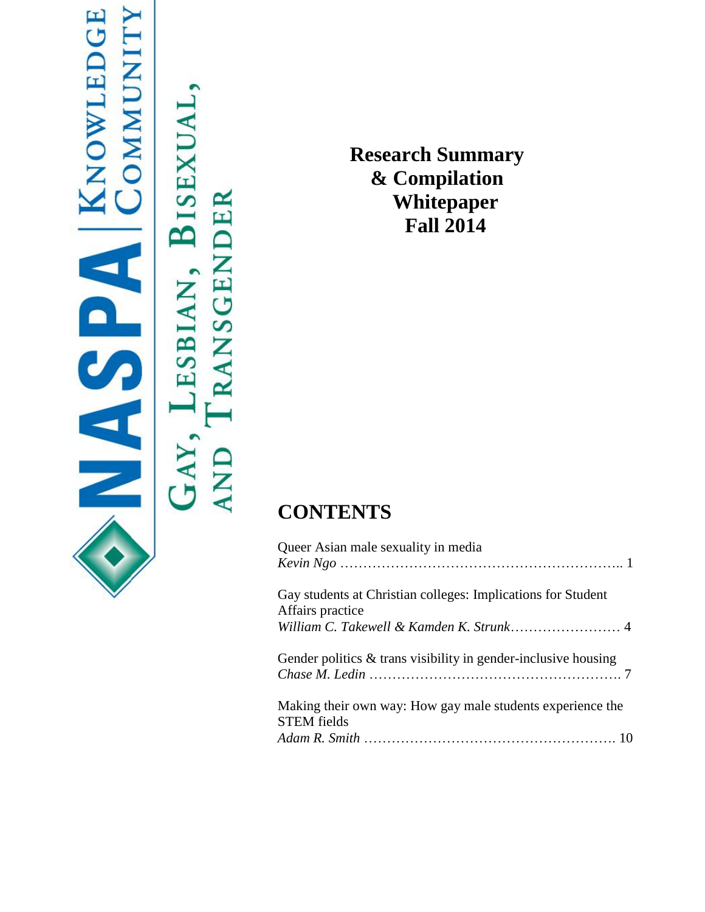NASPA | Knowledge Community

Gay, Lesbian, Bisexual, and Transgender

# Research Summary & Compilation Whitepaper Fall 2014

## CONTENTS

Queer Asian male sexuality in media
*Kevin Ngo* ........................................................... 1

Gay students at Christian colleges: Implications for Student Affairs practice
*William C. Takewell & Kamden K. Strunk* ........................ 4

Gender politics & trans visibility in gender-inclusive housing
*Chase M. Ledin* ..................................................... 7

Making their own way: How gay male students experience the STEM fields
*Adam R. Smith* ..................................................... 10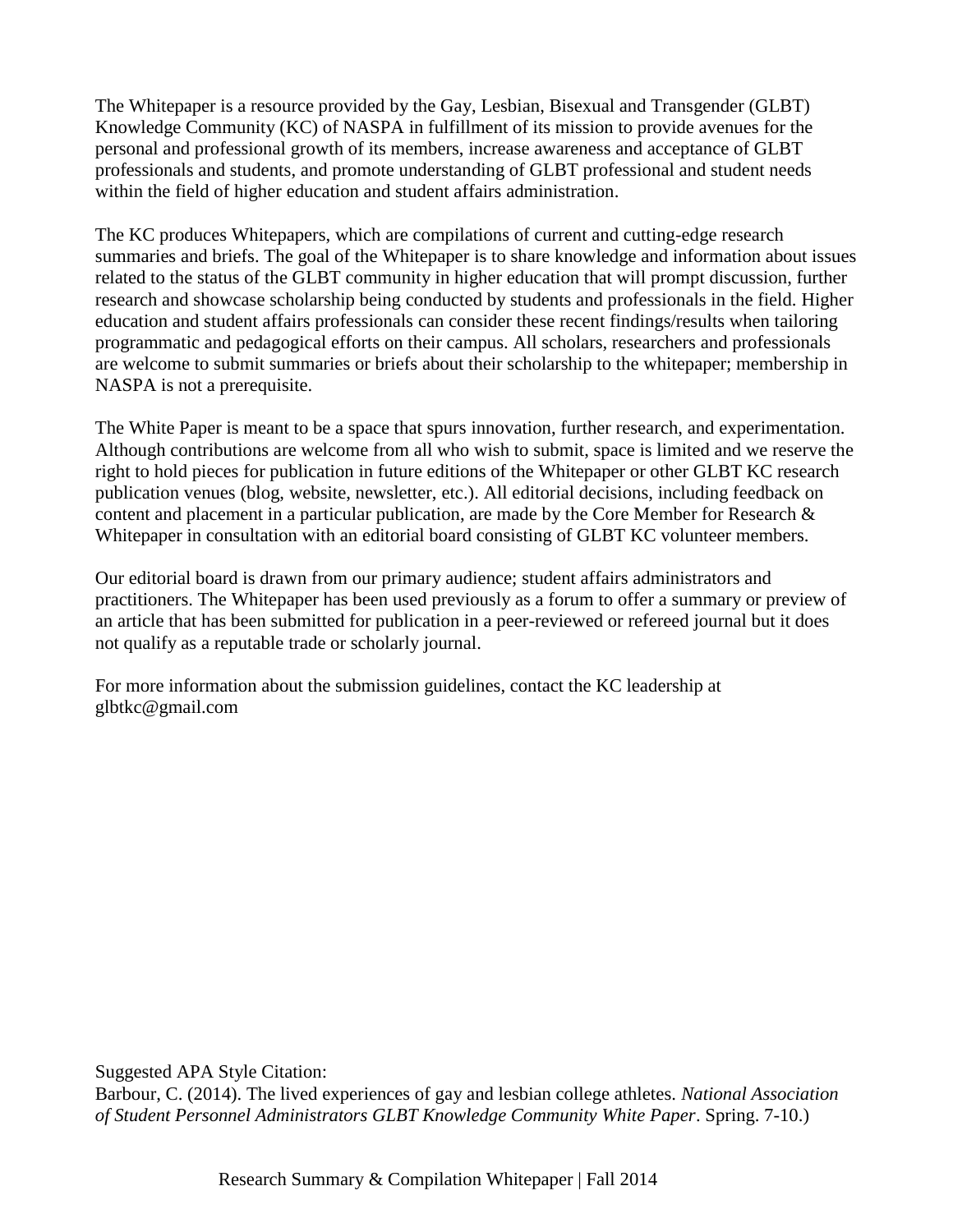The Whitepaper is a resource provided by the Gay, Lesbian, Bisexual and Transgender (GLBT) Knowledge Community (KC) of NASPA in fulfillment of its mission to provide avenues for the personal and professional growth of its members, increase awareness and acceptance of GLBT professionals and students, and promote understanding of GLBT professional and student needs within the field of higher education and student affairs administration.

The KC produces Whitepapers, which are compilations of current and cutting-edge research summaries and briefs. The goal of the Whitepaper is to share knowledge and information about issues related to the status of the GLBT community in higher education that will prompt discussion, further research and showcase scholarship being conducted by students and professionals in the field. Higher education and student affairs professionals can consider these recent findings/results when tailoring programmatic and pedagogical efforts on their campus. All scholars, researchers and professionals are welcome to submit summaries or briefs about their scholarship to the whitepaper; membership in NASPA is not a prerequisite.

The White Paper is meant to be a space that spurs innovation, further research, and experimentation. Although contributions are welcome from all who wish to submit, space is limited and we reserve the right to hold pieces for publication in future editions of the Whitepaper or other GLBT KC research publication venues (blog, website, newsletter, etc.). All editorial decisions, including feedback on content and placement in a particular publication, are made by the Core Member for Research & Whitepaper in consultation with an editorial board consisting of GLBT KC volunteer members.

Our editorial board is drawn from our primary audience; student affairs administrators and practitioners. The Whitepaper has been used previously as a forum to offer a summary or preview of an article that has been submitted for publication in a peer-reviewed or refereed journal but it does not qualify as a reputable trade or scholarly journal.

For more information about the submission guidelines, contact the KC leadership at glbtkc@gmail.com

Suggested APA Style Citation:
Barbour, C. (2014). The lived experiences of gay and lesbian college athletes. *National Association of Student Personnel Administrators GLBT Knowledge Community White Paper*. Spring. 7-10.)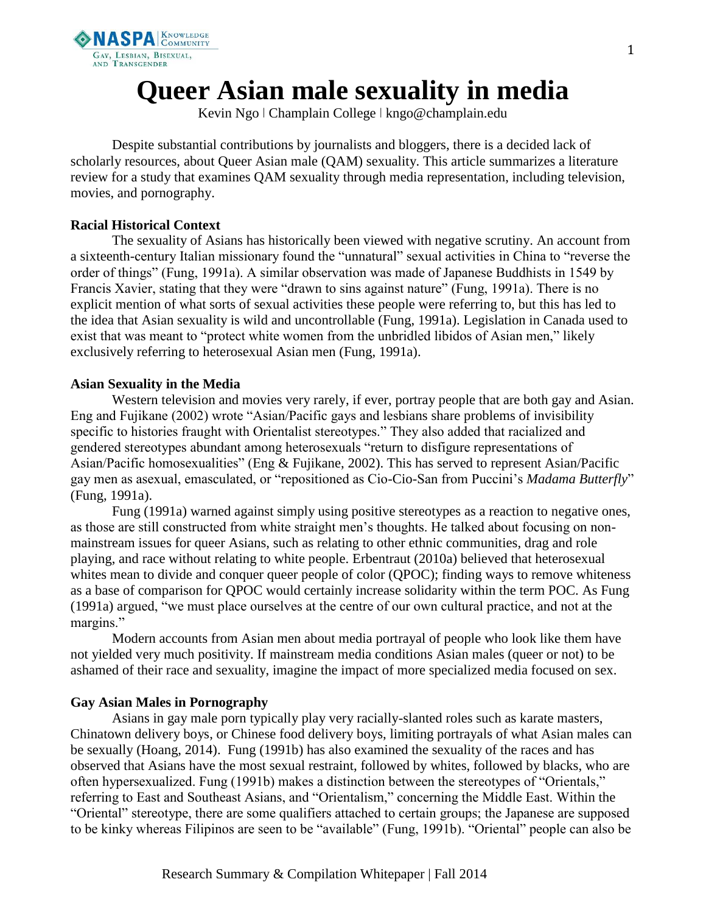# Queer Asian male sexuality in media

Kevin Ngo | Champlain College | kngo@champlain.edu

Despite substantial contributions by journalists and bloggers, there is a decided lack of scholarly resources, about Queer Asian male (QAM) sexuality. This article summarizes a literature review for a study that examines QAM sexuality through media representation, including television, movies, and pornography.

**Racial Historical Context**

The sexuality of Asians has historically been viewed with negative scrutiny. An account from a sixteenth-century Italian missionary found the "unnatural" sexual activities in China to "reverse the order of things" (Fung, 1991a). A similar observation was made of Japanese Buddhists in 1549 by Francis Xavier, stating that they were "drawn to sins against nature" (Fung, 1991a). There is no explicit mention of what sorts of sexual activities these people were referring to, but this has led to the idea that Asian sexuality is wild and uncontrollable (Fung, 1991a). Legislation in Canada used to exist that was meant to "protect white women from the unbridled libidos of Asian men," likely exclusively referring to heterosexual Asian men (Fung, 1991a).

**Asian Sexuality in the Media**

Western television and movies very rarely, if ever, portray people that are both gay and Asian. Eng and Fujikane (2002) wrote "Asian/Pacific gays and lesbians share problems of invisibility specific to histories fraught with Orientalist stereotypes." They also added that racialized and gendered stereotypes abundant among heterosexuals "return to disfigure representations of Asian/Pacific homosexualities" (Eng & Fujikane, 2002). This has served to represent Asian/Pacific gay men as asexual, emasculated, or "repositioned as Cio-Cio-San from Puccini's *Madama Butterfly*" (Fung, 1991a).

Fung (1991a) warned against simply using positive stereotypes as a reaction to negative ones, as those are still constructed from white straight men's thoughts. He talked about focusing on non-mainstream issues for queer Asians, such as relating to other ethnic communities, drag and role playing, and race without relating to white people. Erbentraut (2010a) believed that heterosexual whites mean to divide and conquer queer people of color (QPOC); finding ways to remove whiteness as a base of comparison for QPOC would certainly increase solidarity within the term POC. As Fung (1991a) argued, "we must place ourselves at the centre of our own cultural practice, and not at the margins."

Modern accounts from Asian men about media portrayal of people who look like them have not yielded very much positivity. If mainstream media conditions Asian males (queer or not) to be ashamed of their race and sexuality, imagine the impact of more specialized media focused on sex.

**Gay Asian Males in Pornography**

Asians in gay male porn typically play very racially-slanted roles such as karate masters, Chinatown delivery boys, or Chinese food delivery boys, limiting portrayals of what Asian males can be sexually (Hoang, 2014). Fung (1991b) has also examined the sexuality of the races and has observed that Asians have the most sexual restraint, followed by whites, followed by blacks, who are often hypersexualized. Fung (1991b) makes a distinction between the stereotypes of "Orientals," referring to East and Southeast Asians, and "Orientalism," concerning the Middle East. Within the "Oriental" stereotype, there are some qualifiers attached to certain groups; the Japanese are supposed to be kinky whereas Filipinos are seen to be "available" (Fung, 1991b). "Oriental" people can also be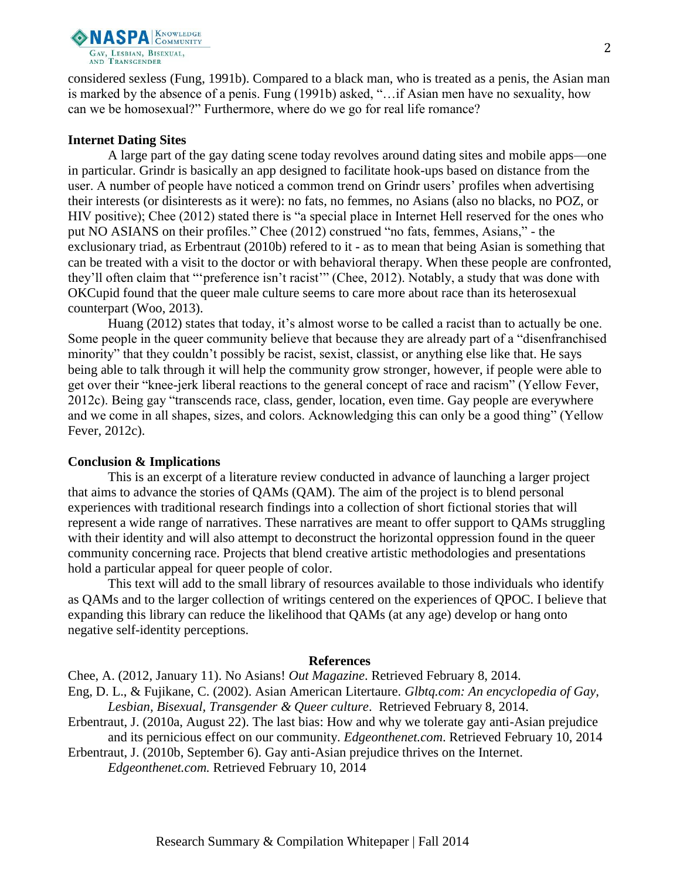considered sexless (Fung, 1991b). Compared to a black man, who is treated as a penis, the Asian man is marked by the absence of a penis. Fung (1991b) asked, "…if Asian men have no sexuality, how can we be homosexual?" Furthermore, where do we go for real life romance?

**Internet Dating Sites**

A large part of the gay dating scene today revolves around dating sites and mobile apps—one in particular. Grindr is basically an app designed to facilitate hook-ups based on distance from the user. A number of people have noticed a common trend on Grindr users' profiles when advertising their interests (or disinterests as it were): no fats, no femmes, no Asians (also no blacks, no POZ, or HIV positive); Chee (2012) stated there is "a special place in Internet Hell reserved for the ones who put NO ASIANS on their profiles." Chee (2012) construed "no fats, femmes, Asians," - the exclusionary triad, as Erbentraut (2010b) refered to it - as to mean that being Asian is something that can be treated with a visit to the doctor or with behavioral therapy. When these people are confronted, they'll often claim that "'preference isn't racist'" (Chee, 2012). Notably, a study that was done with OKCupid found that the queer male culture seems to care more about race than its heterosexual counterpart (Woo, 2013).

Huang (2012) states that today, it's almost worse to be called a racist than to actually be one. Some people in the queer community believe that because they are already part of a "disenfranchised minority" that they couldn't possibly be racist, sexist, classist, or anything else like that. He says being able to talk through it will help the community grow stronger, however, if people were able to get over their "knee-jerk liberal reactions to the general concept of race and racism" (Yellow Fever, 2012c). Being gay "transcends race, class, gender, location, even time. Gay people are everywhere and we come in all shapes, sizes, and colors. Acknowledging this can only be a good thing" (Yellow Fever, 2012c).

**Conclusion & Implications**

This is an excerpt of a literature review conducted in advance of launching a larger project that aims to advance the stories of QAMs (QAM). The aim of the project is to blend personal experiences with traditional research findings into a collection of short fictional stories that will represent a wide range of narratives. These narratives are meant to offer support to QAMs struggling with their identity and will also attempt to deconstruct the horizontal oppression found in the queer community concerning race. Projects that blend creative artistic methodologies and presentations hold a particular appeal for queer people of color.

This text will add to the small library of resources available to those individuals who identify as QAMs and to the larger collection of writings centered on the experiences of QPOC. I believe that expanding this library can reduce the likelihood that QAMs (at any age) develop or hang onto negative self-identity perceptions.

**References**

Chee, A. (2012, January 11). No Asians! *Out Magazine*. Retrieved February 8, 2014.

Eng, D. L., & Fujikane, C. (2002). Asian American Litertaure. *Glbtq.com: An encyclopedia of Gay, Lesbian, Bisexual, Transgender & Queer culture*. Retrieved February 8, 2014.

Erbentraut, J. (2010a, August 22). The last bias: How and why we tolerate gay anti-Asian prejudice and its pernicious effect on our community. *Edgeonthenet.com*. Retrieved February 10, 2014

Erbentraut, J. (2010b, September 6). Gay anti-Asian prejudice thrives on the Internet. *Edgeonthenet.com.* Retrieved February 10, 2014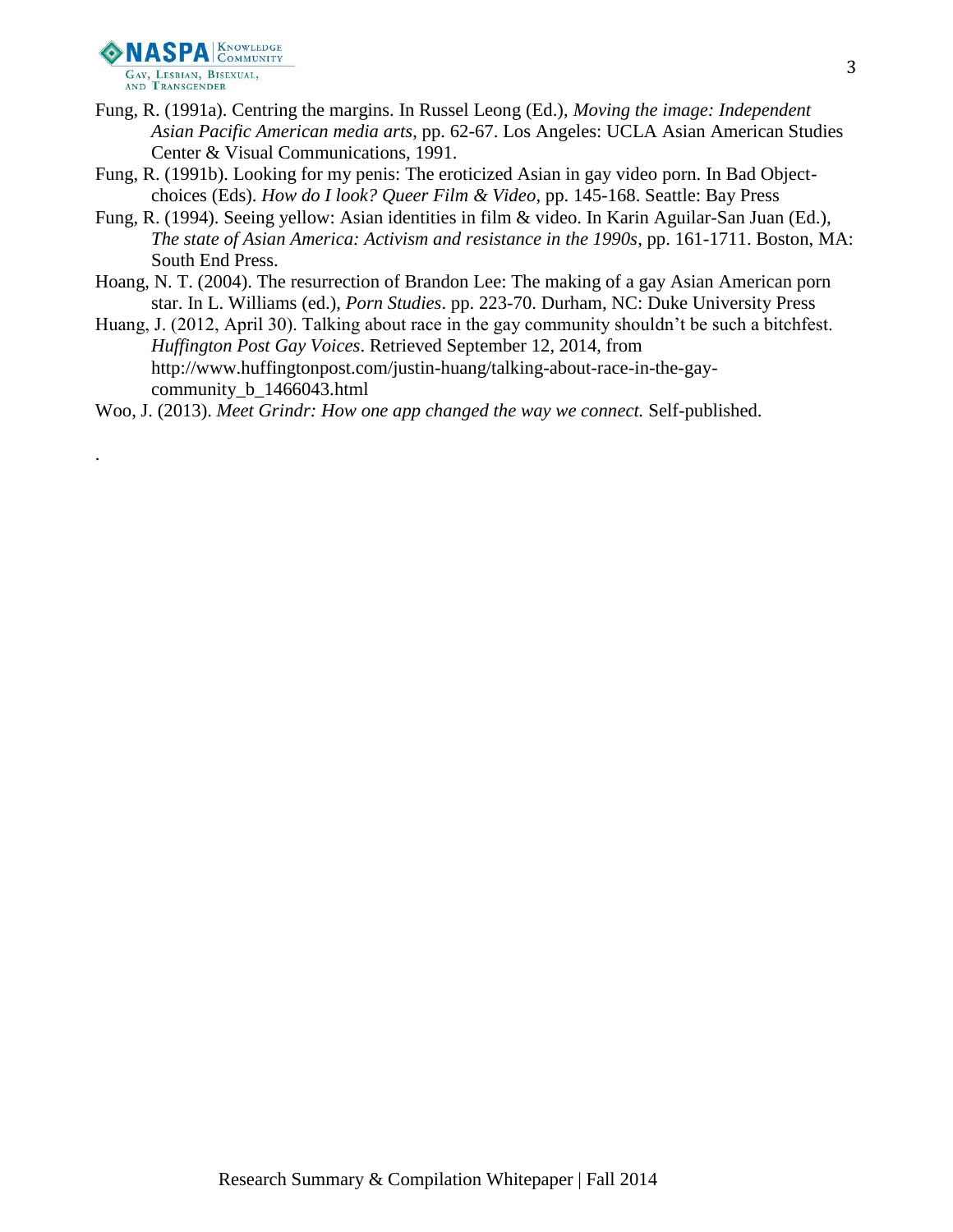Fung, R. (1991a). Centring the margins. In Russel Leong (Ed.), *Moving the image: Independent Asian Pacific American media arts*, pp. 62-67. Los Angeles: UCLA Asian American Studies Center & Visual Communications, 1991.

Fung, R. (1991b). Looking for my penis: The eroticized Asian in gay video porn. In Bad Object-choices (Eds). *How do I look? Queer Film & Video*, pp. 145-168. Seattle: Bay Press

Fung, R. (1994). Seeing yellow: Asian identities in film & video. In Karin Aguilar-San Juan (Ed.), *The state of Asian America: Activism and resistance in the 1990s*, pp. 161-1711. Boston, MA: South End Press.

Hoang, N. T. (2004). The resurrection of Brandon Lee: The making of a gay Asian American porn star. In L. Williams (ed.), *Porn Studies*. pp. 223-70. Durham, NC: Duke University Press

Huang, J. (2012, April 30). Talking about race in the gay community shouldn't be such a bitchfest. *Huffington Post Gay Voices*. Retrieved September 12, 2014, from http://www.huffingtonpost.com/justin-huang/talking-about-race-in-the-gay-community_b_1466043.html

Woo, J. (2013). *Meet Grindr: How one app changed the way we connect.* Self-published.

.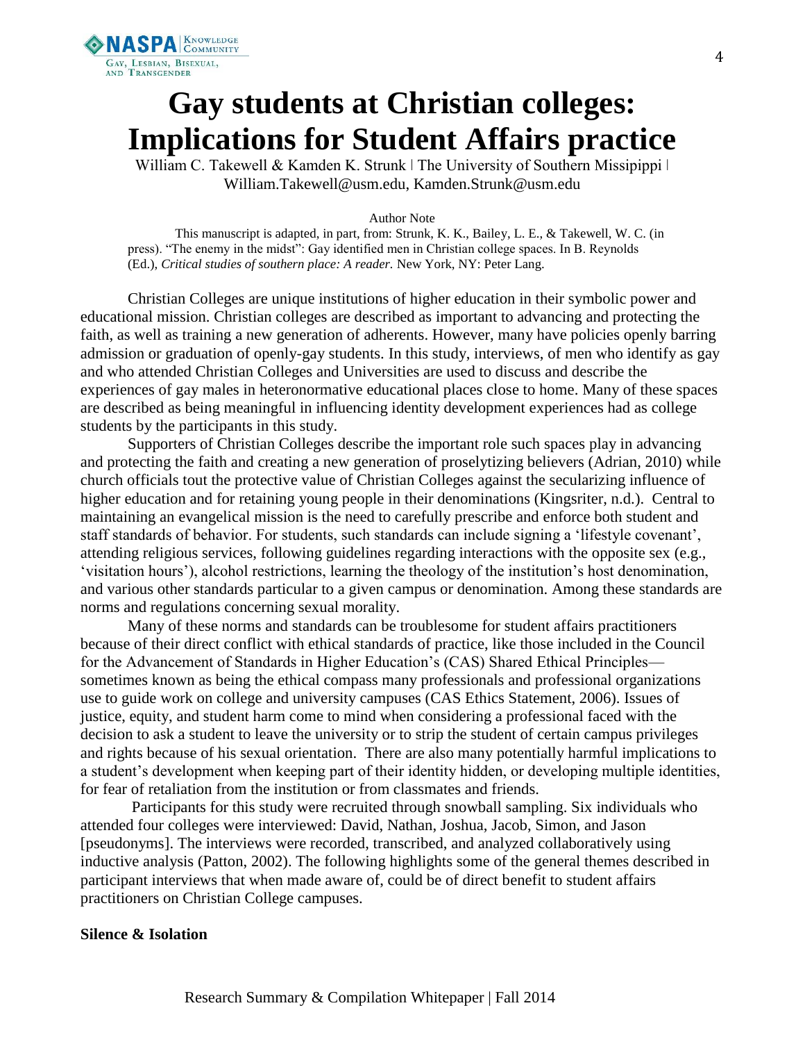# Gay students at Christian colleges: Implications for Student Affairs practice

William C. Takewell & Kamden K. Strunk | The University of Southern Missipippi | William.Takewell@usm.edu, Kamden.Strunk@usm.edu

Author Note

This manuscript is adapted, in part, from: Strunk, K. K., Bailey, L. E., & Takewell, W. C. (in press). "The enemy in the midst": Gay identified men in Christian college spaces. In B. Reynolds (Ed.), *Critical studies of southern place: A reader.* New York, NY: Peter Lang.

Christian Colleges are unique institutions of higher education in their symbolic power and educational mission. Christian colleges are described as important to advancing and protecting the faith, as well as training a new generation of adherents. However, many have policies openly barring admission or graduation of openly-gay students. In this study, interviews, of men who identify as gay and who attended Christian Colleges and Universities are used to discuss and describe the experiences of gay males in heteronormative educational places close to home. Many of these spaces are described as being meaningful in influencing identity development experiences had as college students by the participants in this study.

Supporters of Christian Colleges describe the important role such spaces play in advancing and protecting the faith and creating a new generation of proselytizing believers (Adrian, 2010) while church officials tout the protective value of Christian Colleges against the secularizing influence of higher education and for retaining young people in their denominations (Kingsriter, n.d.). Central to maintaining an evangelical mission is the need to carefully prescribe and enforce both student and staff standards of behavior. For students, such standards can include signing a 'lifestyle covenant', attending religious services, following guidelines regarding interactions with the opposite sex (e.g., 'visitation hours'), alcohol restrictions, learning the theology of the institution's host denomination, and various other standards particular to a given campus or denomination. Among these standards are norms and regulations concerning sexual morality.

Many of these norms and standards can be troublesome for student affairs practitioners because of their direct conflict with ethical standards of practice, like those included in the Council for the Advancement of Standards in Higher Education's (CAS) Shared Ethical Principles—sometimes known as being the ethical compass many professionals and professional organizations use to guide work on college and university campuses (CAS Ethics Statement, 2006). Issues of justice, equity, and student harm come to mind when considering a professional faced with the decision to ask a student to leave the university or to strip the student of certain campus privileges and rights because of his sexual orientation. There are also many potentially harmful implications to a student's development when keeping part of their identity hidden, or developing multiple identities, for fear of retaliation from the institution or from classmates and friends.

Participants for this study were recruited through snowball sampling. Six individuals who attended four colleges were interviewed: David, Nathan, Joshua, Jacob, Simon, and Jason [pseudonyms]. The interviews were recorded, transcribed, and analyzed collaboratively using inductive analysis (Patton, 2002). The following highlights some of the general themes described in participant interviews that when made aware of, could be of direct benefit to student affairs practitioners on Christian College campuses.

**Silence & Isolation**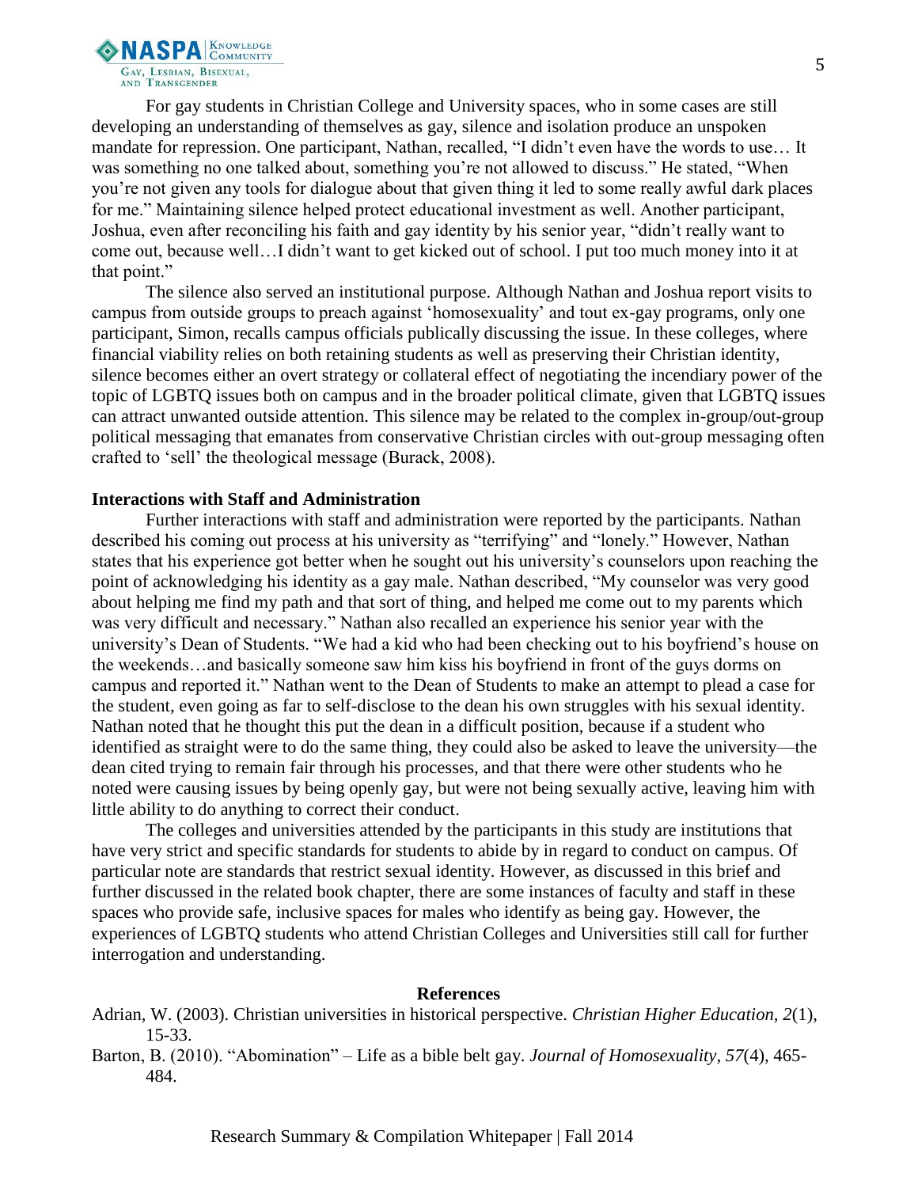For gay students in Christian College and University spaces, who in some cases are still developing an understanding of themselves as gay, silence and isolation produce an unspoken mandate for repression. One participant, Nathan, recalled, "I didn't even have the words to use… It was something no one talked about, something you're not allowed to discuss." He stated, "When you're not given any tools for dialogue about that given thing it led to some really awful dark places for me." Maintaining silence helped protect educational investment as well. Another participant, Joshua, even after reconciling his faith and gay identity by his senior year, "didn't really want to come out, because well…I didn't want to get kicked out of school. I put too much money into it at that point."

The silence also served an institutional purpose. Although Nathan and Joshua report visits to campus from outside groups to preach against 'homosexuality' and tout ex-gay programs, only one participant, Simon, recalls campus officials publically discussing the issue. In these colleges, where financial viability relies on both retaining students as well as preserving their Christian identity, silence becomes either an overt strategy or collateral effect of negotiating the incendiary power of the topic of LGBTQ issues both on campus and in the broader political climate, given that LGBTQ issues can attract unwanted outside attention. This silence may be related to the complex in-group/out-group political messaging that emanates from conservative Christian circles with out-group messaging often crafted to 'sell' the theological message (Burack, 2008).

**Interactions with Staff and Administration**

Further interactions with staff and administration were reported by the participants. Nathan described his coming out process at his university as "terrifying" and "lonely." However, Nathan states that his experience got better when he sought out his university's counselors upon reaching the point of acknowledging his identity as a gay male. Nathan described, "My counselor was very good about helping me find my path and that sort of thing, and helped me come out to my parents which was very difficult and necessary." Nathan also recalled an experience his senior year with the university's Dean of Students. "We had a kid who had been checking out to his boyfriend's house on the weekends…and basically someone saw him kiss his boyfriend in front of the guys dorms on campus and reported it." Nathan went to the Dean of Students to make an attempt to plead a case for the student, even going as far to self-disclose to the dean his own struggles with his sexual identity. Nathan noted that he thought this put the dean in a difficult position, because if a student who identified as straight were to do the same thing, they could also be asked to leave the university—the dean cited trying to remain fair through his processes, and that there were other students who he noted were causing issues by being openly gay, but were not being sexually active, leaving him with little ability to do anything to correct their conduct.

The colleges and universities attended by the participants in this study are institutions that have very strict and specific standards for students to abide by in regard to conduct on campus. Of particular note are standards that restrict sexual identity. However, as discussed in this brief and further discussed in the related book chapter, there are some instances of faculty and staff in these spaces who provide safe, inclusive spaces for males who identify as being gay. However, the experiences of LGBTQ students who attend Christian Colleges and Universities still call for further interrogation and understanding.

**References**

Adrian, W. (2003). Christian universities in historical perspective. *Christian Higher Education, 2*(1), 15-33.

Barton, B. (2010). "Abomination" – Life as a bible belt gay. *Journal of Homosexuality, 57*(4), 465-484.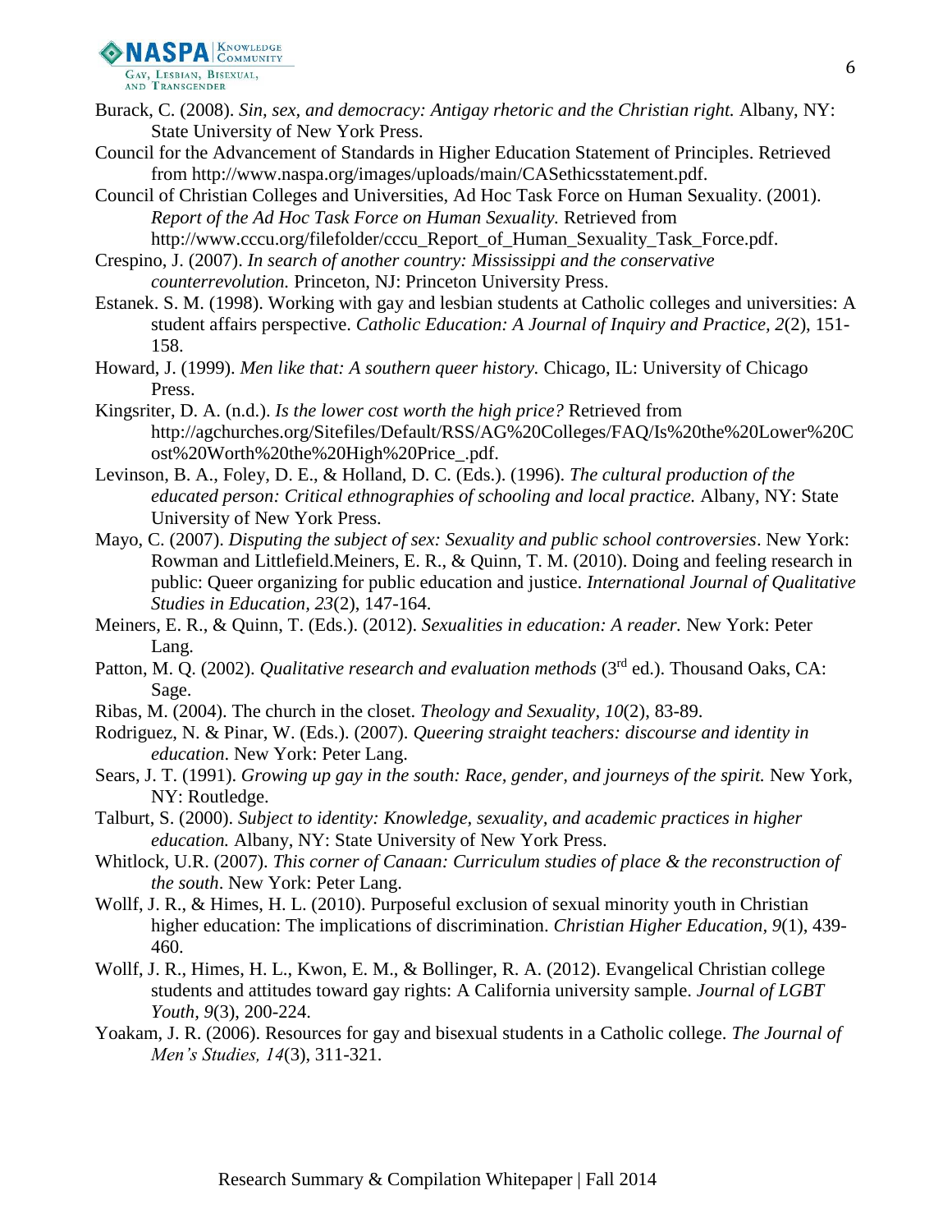Burack, C. (2008). *Sin, sex, and democracy: Antigay rhetoric and the Christian right.* Albany, NY: State University of New York Press.

Council for the Advancement of Standards in Higher Education Statement of Principles. Retrieved from http://www.naspa.org/images/uploads/main/CASethicsstatement.pdf.

Council of Christian Colleges and Universities, Ad Hoc Task Force on Human Sexuality. (2001). *Report of the Ad Hoc Task Force on Human Sexuality.* Retrieved from http://www.cccu.org/filefolder/cccu_Report_of_Human_Sexuality_Task_Force.pdf.

Crespino, J. (2007). *In search of another country: Mississippi and the conservative counterrevolution.* Princeton, NJ: Princeton University Press.

Estanek. S. M. (1998). Working with gay and lesbian students at Catholic colleges and universities: A student affairs perspective. *Catholic Education: A Journal of Inquiry and Practice, 2*(2), 151-158.

Howard, J. (1999). *Men like that: A southern queer history.* Chicago, IL: University of Chicago Press.

Kingsriter, D. A. (n.d.). *Is the lower cost worth the high price?* Retrieved from http://agchurches.org/Sitefiles/Default/RSS/AG%20Colleges/FAQ/Is%20the%20Lower%20Cost%20Worth%20the%20High%20Price_.pdf.

Levinson, B. A., Foley, D. E., & Holland, D. C. (Eds.). (1996). *The cultural production of the educated person: Critical ethnographies of schooling and local practice.* Albany, NY: State University of New York Press.

Mayo, C. (2007). *Disputing the subject of sex: Sexuality and public school controversies*. New York: Rowman and Littlefield.Meiners, E. R., & Quinn, T. M. (2010). Doing and feeling research in public: Queer organizing for public education and justice. *International Journal of Qualitative Studies in Education, 23*(2), 147-164.

Meiners, E. R., & Quinn, T. (Eds.). (2012). *Sexualities in education: A reader.* New York: Peter Lang.

Patton, M. Q. (2002). *Qualitative research and evaluation methods* (3rd ed.). Thousand Oaks, CA: Sage.

Ribas, M. (2004). The church in the closet. *Theology and Sexuality, 10*(2), 83-89.

Rodriguez, N. & Pinar, W. (Eds.). (2007). *Queering straight teachers: discourse and identity in education*. New York: Peter Lang.

Sears, J. T. (1991). *Growing up gay in the south: Race, gender, and journeys of the spirit.* New York, NY: Routledge.

Talburt, S. (2000). *Subject to identity: Knowledge, sexuality, and academic practices in higher education.* Albany, NY: State University of New York Press.

Whitlock, U.R. (2007). *This corner of Canaan: Curriculum studies of place & the reconstruction of the south*. New York: Peter Lang.

Wolff, J. R., & Himes, H. L. (2010). Purposeful exclusion of sexual minority youth in Christian higher education: The implications of discrimination. *Christian Higher Education, 9*(1), 439-460.

Wolff, J. R., Himes, H. L., Kwon, E. M., & Bollinger, R. A. (2012). Evangelical Christian college students and attitudes toward gay rights: A California university sample. *Journal of LGBT Youth, 9*(3), 200-224.

Yoakam, J. R. (2006). Resources for gay and bisexual students in a Catholic college. *The Journal of Men's Studies, 14*(3), 311-321.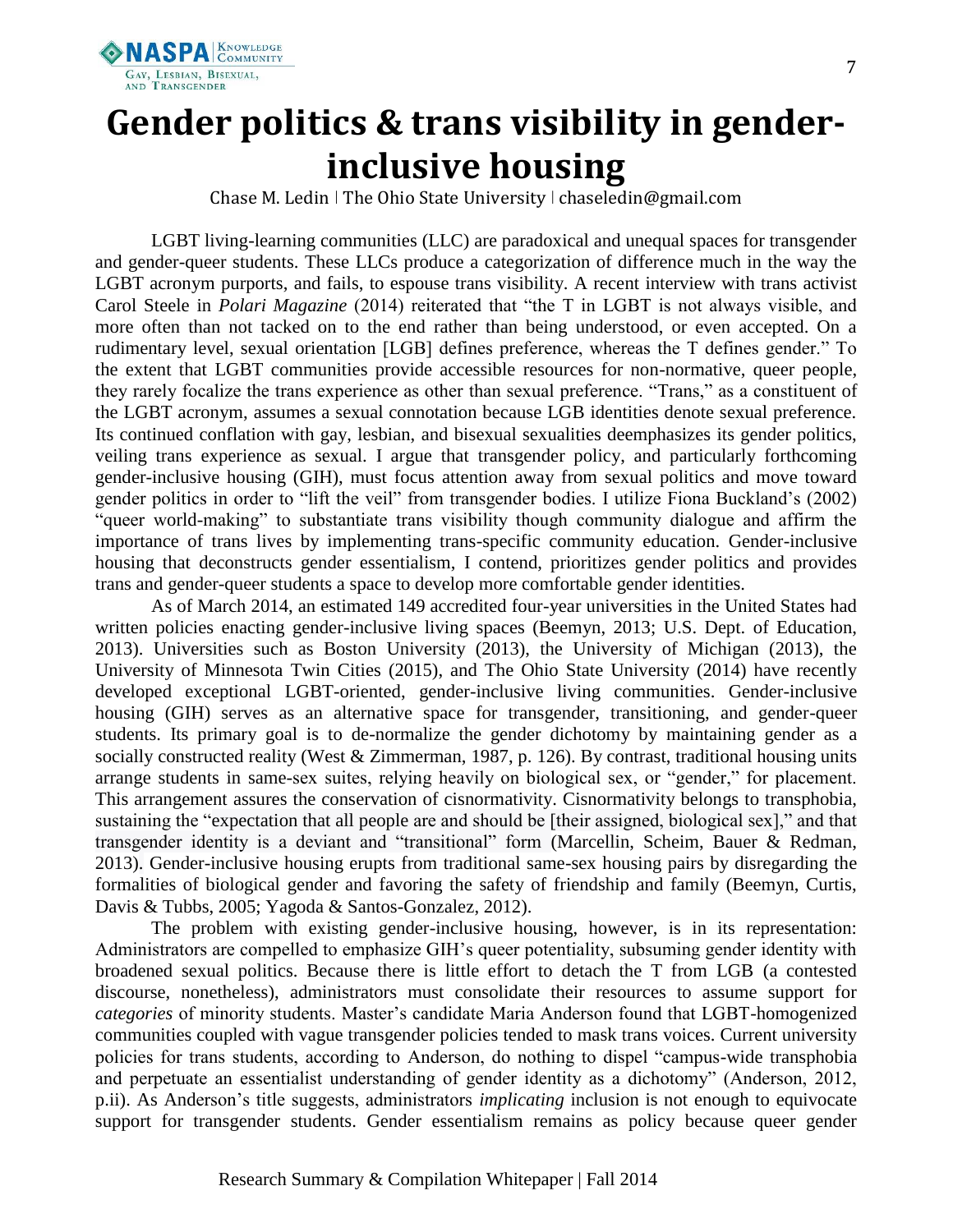# Gender politics & trans visibility in gender-inclusive housing

Chase M. Ledin | The Ohio State University | chaseledin@gmail.com

LGBT living-learning communities (LLC) are paradoxical and unequal spaces for transgender and gender-queer students. These LLCs produce a categorization of difference much in the way the LGBT acronym purports, and fails, to espouse trans visibility. A recent interview with trans activist Carol Steele in *Polari Magazine* (2014) reiterated that "the T in LGBT is not always visible, and more often than not tacked on to the end rather than being understood, or even accepted. On a rudimentary level, sexual orientation [LGB] defines preference, whereas the T defines gender." To the extent that LGBT communities provide accessible resources for non-normative, queer people, they rarely focalize the trans experience as other than sexual preference. "Trans," as a constituent of the LGBT acronym, assumes a sexual connotation because LGB identities denote sexual preference. Its continued conflation with gay, lesbian, and bisexual sexualities deemphasizes its gender politics, veiling trans experience as sexual. I argue that transgender policy, and particularly forthcoming gender-inclusive housing (GIH), must focus attention away from sexual politics and move toward gender politics in order to "lift the veil" from transgender bodies. I utilize Fiona Buckland's (2002) "queer world-making" to substantiate trans visibility though community dialogue and affirm the importance of trans lives by implementing trans-specific community education. Gender-inclusive housing that deconstructs gender essentialism, I contend, prioritizes gender politics and provides trans and gender-queer students a space to develop more comfortable gender identities.

As of March 2014, an estimated 149 accredited four-year universities in the United States had written policies enacting gender-inclusive living spaces (Beemyn, 2013; U.S. Dept. of Education, 2013). Universities such as Boston University (2013), the University of Michigan (2013), the University of Minnesota Twin Cities (2015), and The Ohio State University (2014) have recently developed exceptional LGBT-oriented, gender-inclusive living communities. Gender-inclusive housing (GIH) serves as an alternative space for transgender, transitioning, and gender-queer students. Its primary goal is to de-normalize the gender dichotomy by maintaining gender as a socially constructed reality (West & Zimmerman, 1987, p. 126). By contrast, traditional housing units arrange students in same-sex suites, relying heavily on biological sex, or "gender," for placement. This arrangement assures the conservation of cisnormativity. Cisnormativity belongs to transphobia, sustaining the "expectation that all people are and should be [their assigned, biological sex]," and that transgender identity is a deviant and "transitional" form (Marcellin, Scheim, Bauer & Redman, 2013). Gender-inclusive housing erupts from traditional same-sex housing pairs by disregarding the formalities of biological gender and favoring the safety of friendship and family (Beemyn, Curtis, Davis & Tubbs, 2005; Yagoda & Santos-Gonzalez, 2012).

The problem with existing gender-inclusive housing, however, is in its representation: Administrators are compelled to emphasize GIH's queer potentiality, subsuming gender identity with broadened sexual politics. Because there is little effort to detach the T from LGB (a contested discourse, nonetheless), administrators must consolidate their resources to assume support for *categories* of minority students. Master's candidate Maria Anderson found that LGBT-homogenized communities coupled with vague transgender policies tended to mask trans voices. Current university policies for trans students, according to Anderson, do nothing to dispel "campus-wide transphobia and perpetuate an essentialist understanding of gender identity as a dichotomy" (Anderson, 2012, p.ii). As Anderson's title suggests, administrators *implicating* inclusion is not enough to equivocate support for transgender students. Gender essentialism remains as policy because queer gender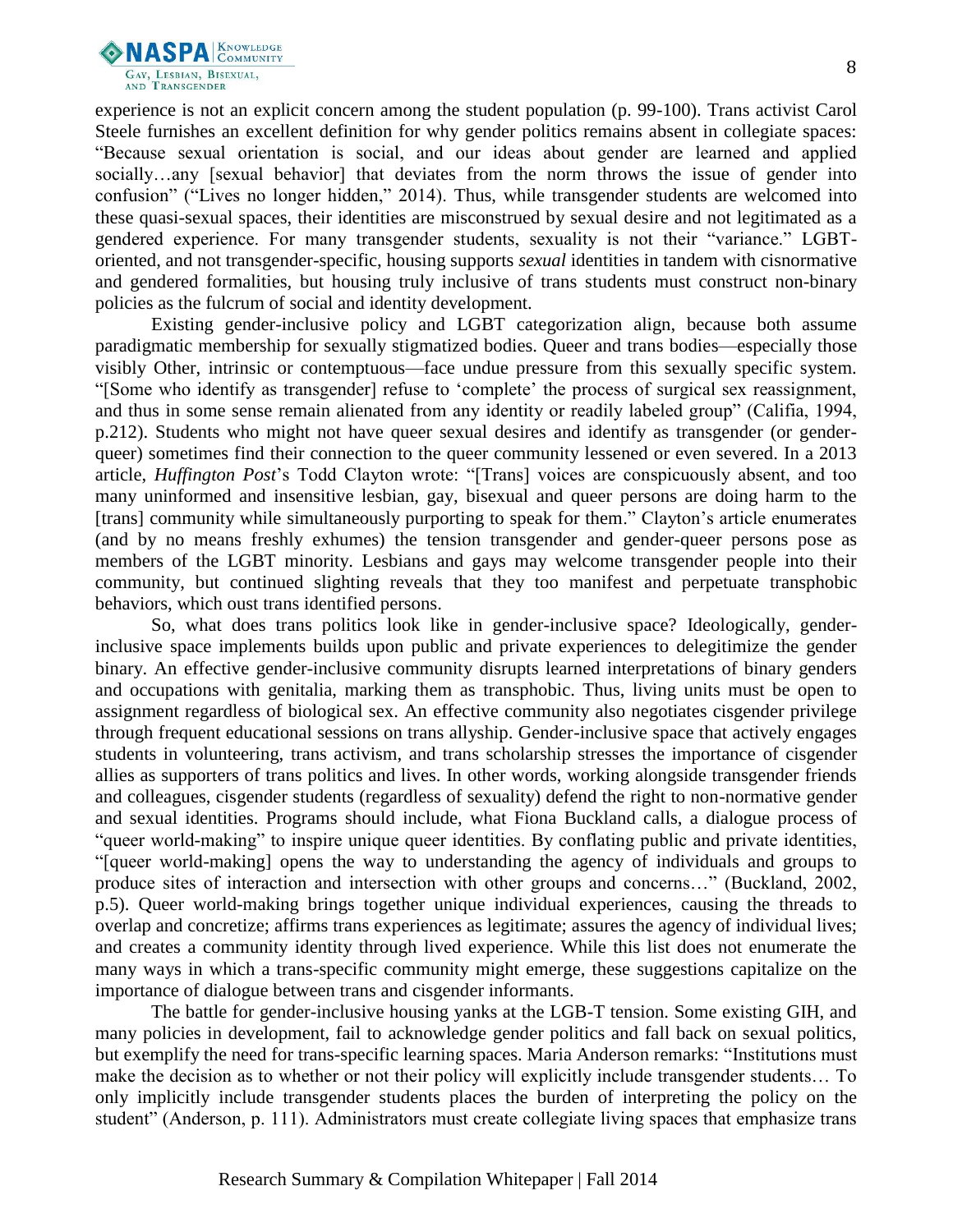experience is not an explicit concern among the student population (p. 99-100). Trans activist Carol Steele furnishes an excellent definition for why gender politics remains absent in collegiate spaces: "Because sexual orientation is social, and our ideas about gender are learned and applied socially…any [sexual behavior] that deviates from the norm throws the issue of gender into confusion" ("Lives no longer hidden," 2014). Thus, while transgender students are welcomed into these quasi-sexual spaces, their identities are misconstrued by sexual desire and not legitimated as a gendered experience. For many transgender students, sexuality is not their "variance." LGBT-oriented, and not transgender-specific, housing supports *sexual* identities in tandem with cisnormative and gendered formalities, but housing truly inclusive of trans students must construct non-binary policies as the fulcrum of social and identity development.

Existing gender-inclusive policy and LGBT categorization align, because both assume paradigmatic membership for sexually stigmatized bodies. Queer and trans bodies—especially those visibly Other, intrinsic or contemptuous—face undue pressure from this sexually specific system. "[Some who identify as transgender] refuse to 'complete' the process of surgical sex reassignment, and thus in some sense remain alienated from any identity or readily labeled group" (Califia, 1994, p.212). Students who might not have queer sexual desires and identify as transgender (or gender-queer) sometimes find their connection to the queer community lessened or even severed. In a 2013 article, *Huffington Post*'s Todd Clayton wrote: "[Trans] voices are conspicuously absent, and too many uninformed and insensitive lesbian, gay, bisexual and queer persons are doing harm to the [trans] community while simultaneously purporting to speak for them." Clayton's article enumerates (and by no means freshly exhumes) the tension transgender and gender-queer persons pose as members of the LGBT minority. Lesbians and gays may welcome transgender people into their community, but continued slighting reveals that they too manifest and perpetuate transphobic behaviors, which oust trans identified persons.

So, what does trans politics look like in gender-inclusive space? Ideologically, gender-inclusive space implements builds upon public and private experiences to delegitimize the gender binary. An effective gender-inclusive community disrupts learned interpretations of binary genders and occupations with genitalia, marking them as transphobic. Thus, living units must be open to assignment regardless of biological sex. An effective community also negotiates cisgender privilege through frequent educational sessions on trans allyship. Gender-inclusive space that actively engages students in volunteering, trans activism, and trans scholarship stresses the importance of cisgender allies as supporters of trans politics and lives. In other words, working alongside transgender friends and colleagues, cisgender students (regardless of sexuality) defend the right to non-normative gender and sexual identities. Programs should include, what Fiona Buckland calls, a dialogue process of "queer world-making" to inspire unique queer identities. By conflating public and private identities, "[queer world-making] opens the way to understanding the agency of individuals and groups to produce sites of interaction and intersection with other groups and concerns…" (Buckland, 2002, p.5). Queer world-making brings together unique individual experiences, causing the threads to overlap and concretize; affirms trans experiences as legitimate; assures the agency of individual lives; and creates a community identity through lived experience. While this list does not enumerate the many ways in which a trans-specific community might emerge, these suggestions capitalize on the importance of dialogue between trans and cisgender informants.

The battle for gender-inclusive housing yanks at the LGB-T tension. Some existing GIH, and many policies in development, fail to acknowledge gender politics and fall back on sexual politics, but exemplify the need for trans-specific learning spaces. Maria Anderson remarks: "Institutions must make the decision as to whether or not their policy will explicitly include transgender students… To only implicitly include transgender students places the burden of interpreting the policy on the student" (Anderson, p. 111). Administrators must create collegiate living spaces that emphasize trans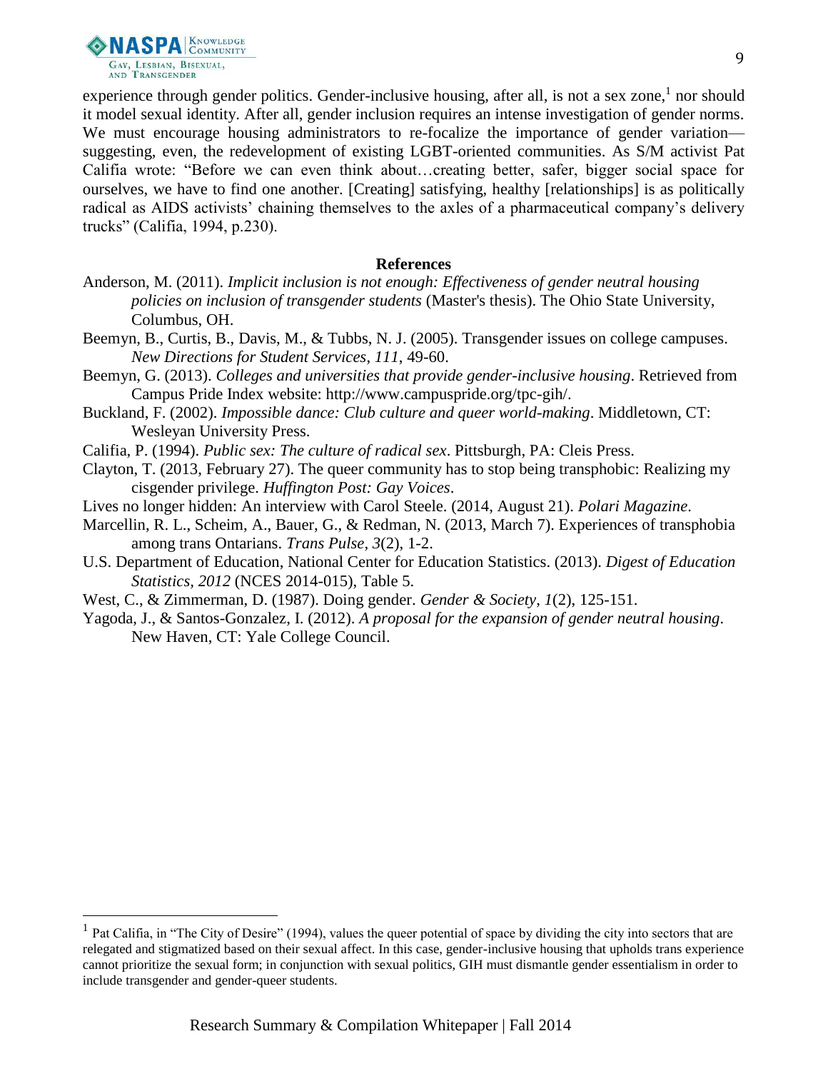experience through gender politics. Gender-inclusive housing, after all, is not a sex zone,[1] nor should it model sexual identity. After all, gender inclusion requires an intense investigation of gender norms. We must encourage housing administrators to re-focalize the importance of gender variation—suggesting, even, the redevelopment of existing LGBT-oriented communities. As S/M activist Pat Califia wrote: "Before we can even think about…creating better, safer, bigger social space for ourselves, we have to find one another. [Creating] satisfying, healthy [relationships] is as politically radical as AIDS activists' chaining themselves to the axles of a pharmaceutical company's delivery trucks" (Califia, 1994, p.230).

## References

Anderson, M. (2011). *Implicit inclusion is not enough: Effectiveness of gender neutral housing policies on inclusion of transgender students* (Master's thesis). The Ohio State University, Columbus, OH.

Beemyn, B., Curtis, B., Davis, M., & Tubbs, N. J. (2005). Transgender issues on college campuses. *New Directions for Student Services*, *111*, 49-60.

Beemyn, G. (2013). *Colleges and universities that provide gender-inclusive housing*. Retrieved from Campus Pride Index website: http://www.campuspride.org/tpc-gih/.

Buckland, F. (2002). *Impossible dance: Club culture and queer world-making*. Middletown, CT: Wesleyan University Press.

Califia, P. (1994). *Public sex: The culture of radical sex*. Pittsburgh, PA: Cleis Press.

Clayton, T. (2013, February 27). The queer community has to stop being transphobic: Realizing my cisgender privilege. *Huffington Post: Gay Voices*.

Lives no longer hidden: An interview with Carol Steele. (2014, August 21). *Polari Magazine*.

Marcellin, R. L., Scheim, A., Bauer, G., & Redman, N. (2013, March 7). Experiences of transphobia among trans Ontarians. *Trans Pulse*, *3*(2), 1-2.

U.S. Department of Education, National Center for Education Statistics. (2013). *Digest of Education Statistics, 2012* (NCES 2014-015), Table 5.

West, C., & Zimmerman, D. (1987). Doing gender. *Gender & Society*, *1*(2), 125-151.

Yagoda, J., & Santos-Gonzalez, I. (2012). *A proposal for the expansion of gender neutral housing*. New Haven, CT: Yale College Council.

---

[1] Pat Califia, in "The City of Desire" (1994), values the queer potential of space by dividing the city into sectors that are relegated and stigmatized based on their sexual affect. In this case, gender-inclusive housing that upholds trans experience cannot prioritize the sexual form; in conjunction with sexual politics, GIH must dismantle gender essentialism in order to include transgender and gender-queer students.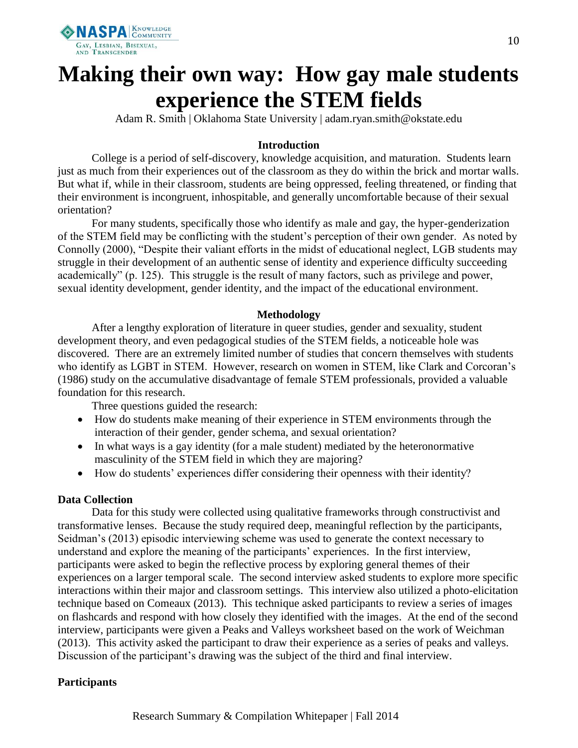# Making their own way: How gay male students experience the STEM fields

Adam R. Smith | Oklahoma State University | adam.ryan.smith@okstate.edu

### Introduction

College is a period of self-discovery, knowledge acquisition, and maturation. Students learn just as much from their experiences out of the classroom as they do within the brick and mortar walls. But what if, while in their classroom, students are being oppressed, feeling threatened, or finding that their environment is incongruent, inhospitable, and generally uncomfortable because of their sexual orientation?

For many students, specifically those who identify as male and gay, the hyper-genderization of the STEM field may be conflicting with the student's perception of their own gender. As noted by Connolly (2000), "Despite their valiant efforts in the midst of educational neglect, LGB students may struggle in their development of an authentic sense of identity and experience difficulty succeeding academically" (p. 125). This struggle is the result of many factors, such as privilege and power, sexual identity development, gender identity, and the impact of the educational environment.

### Methodology

After a lengthy exploration of literature in queer studies, gender and sexuality, student development theory, and even pedagogical studies of the STEM fields, a noticeable hole was discovered. There are an extremely limited number of studies that concern themselves with students who identify as LGBT in STEM. However, research on women in STEM, like Clark and Corcoran's (1986) study on the accumulative disadvantage of female STEM professionals, provided a valuable foundation for this research.

Three questions guided the research:

- How do students make meaning of their experience in STEM environments through the interaction of their gender, gender schema, and sexual orientation?
- In what ways is a gay identity (for a male student) mediated by the heteronormative masculinity of the STEM field in which they are majoring?
- How do students' experiences differ considering their openness with their identity?

#### Data Collection

Data for this study were collected using qualitative frameworks through constructivist and transformative lenses. Because the study required deep, meaningful reflection by the participants, Seidman's (2013) episodic interviewing scheme was used to generate the context necessary to understand and explore the meaning of the participants' experiences. In the first interview, participants were asked to begin the reflective process by exploring general themes of their experiences on a larger temporal scale. The second interview asked students to explore more specific interactions within their major and classroom settings. This interview also utilized a photo-elicitation technique based on Comeaux (2013). This technique asked participants to review a series of images on flashcards and respond with how closely they identified with the images. At the end of the second interview, participants were given a Peaks and Valleys worksheet based on the work of Weichman (2013). This activity asked the participant to draw their experience as a series of peaks and valleys. Discussion of the participant's drawing was the subject of the third and final interview.

#### Participants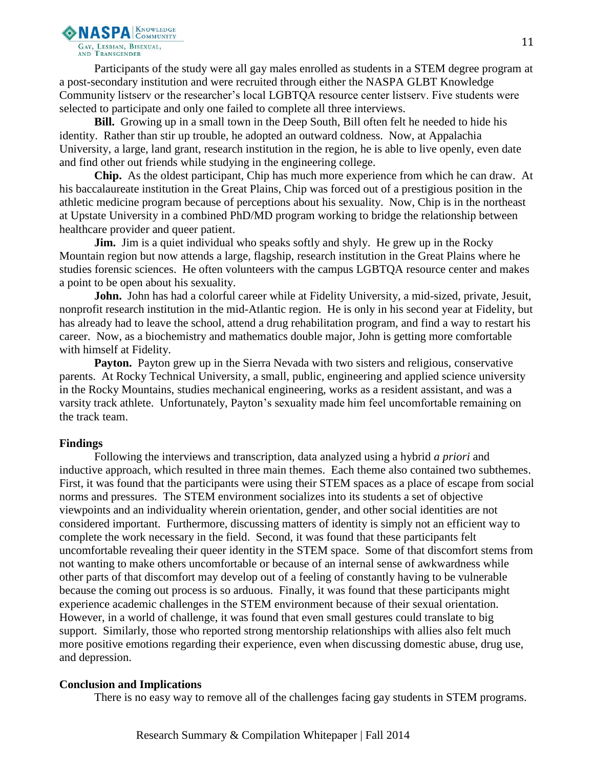Participants of the study were all gay males enrolled as students in a STEM degree program at a post-secondary institution and were recruited through either the NASPA GLBT Knowledge Community listserv or the researcher's local LGBTQA resource center listserv. Five students were selected to participate and only one failed to complete all three interviews.

**Bill.** Growing up in a small town in the Deep South, Bill often felt he needed to hide his identity. Rather than stir up trouble, he adopted an outward coldness. Now, at Appalachia University, a large, land grant, research institution in the region, he is able to live openly, even date and find other out friends while studying in the engineering college.

**Chip.** As the oldest participant, Chip has much more experience from which he can draw. At his baccalaureate institution in the Great Plains, Chip was forced out of a prestigious position in the athletic medicine program because of perceptions about his sexuality. Now, Chip is in the northeast at Upstate University in a combined PhD/MD program working to bridge the relationship between healthcare provider and queer patient.

**Jim.** Jim is a quiet individual who speaks softly and shyly. He grew up in the Rocky Mountain region but now attends a large, flagship, research institution in the Great Plains where he studies forensic sciences. He often volunteers with the campus LGBTQA resource center and makes a point to be open about his sexuality.

**John.** John has had a colorful career while at Fidelity University, a mid-sized, private, Jesuit, nonprofit research institution in the mid-Atlantic region. He is only in his second year at Fidelity, but has already had to leave the school, attend a drug rehabilitation program, and find a way to restart his career. Now, as a biochemistry and mathematics double major, John is getting more comfortable with himself at Fidelity.

**Payton.** Payton grew up in the Sierra Nevada with two sisters and religious, conservative parents. At Rocky Technical University, a small, public, engineering and applied science university in the Rocky Mountains, studies mechanical engineering, works as a resident assistant, and was a varsity track athlete. Unfortunately, Payton's sexuality made him feel uncomfortable remaining on the track team.

**Findings**

Following the interviews and transcription, data analyzed using a hybrid *a priori* and inductive approach, which resulted in three main themes. Each theme also contained two subthemes. First, it was found that the participants were using their STEM spaces as a place of escape from social norms and pressures. The STEM environment socializes into its students a set of objective viewpoints and an individuality wherein orientation, gender, and other social identities are not considered important. Furthermore, discussing matters of identity is simply not an efficient way to complete the work necessary in the field. Second, it was found that these participants felt uncomfortable revealing their queer identity in the STEM space. Some of that discomfort stems from not wanting to make others uncomfortable or because of an internal sense of awkwardness while other parts of that discomfort may develop out of a feeling of constantly having to be vulnerable because the coming out process is so arduous. Finally, it was found that these participants might experience academic challenges in the STEM environment because of their sexual orientation. However, in a world of challenge, it was found that even small gestures could translate to big support. Similarly, those who reported strong mentorship relationships with allies also felt much more positive emotions regarding their experience, even when discussing domestic abuse, drug use, and depression.

**Conclusion and Implications**

There is no easy way to remove all of the challenges facing gay students in STEM programs.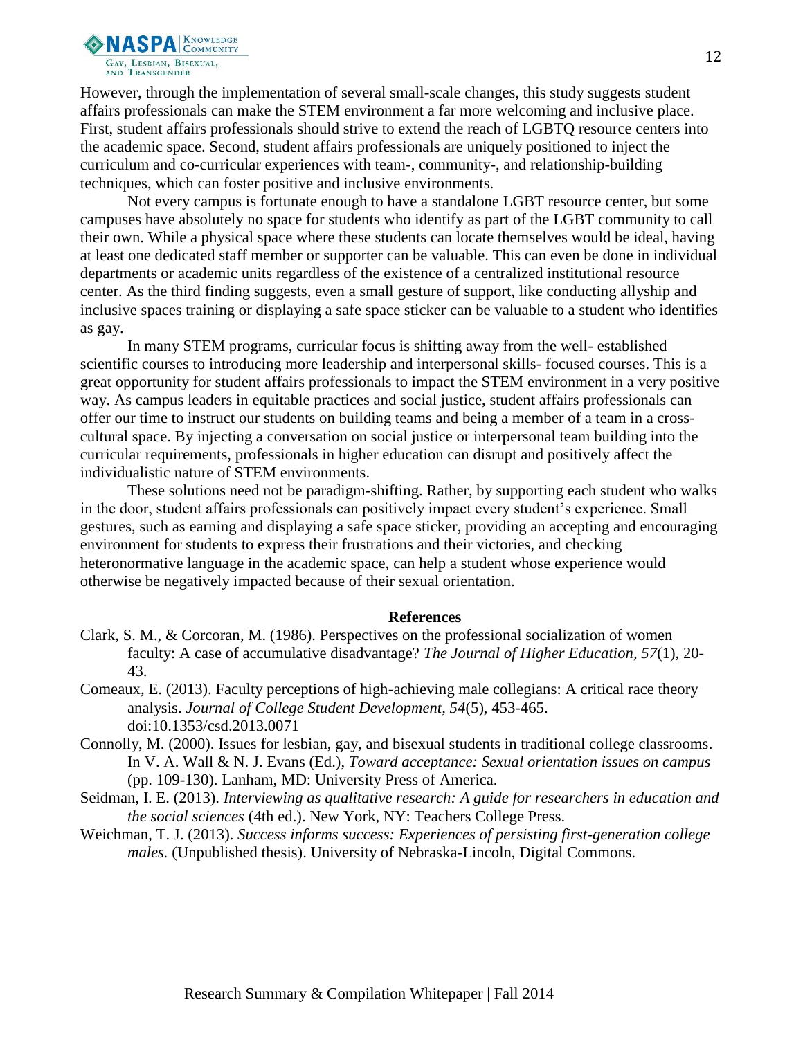However, through the implementation of several small-scale changes, this study suggests student affairs professionals can make the STEM environment a far more welcoming and inclusive place. First, student affairs professionals should strive to extend the reach of LGBTQ resource centers into the academic space. Second, student affairs professionals are uniquely positioned to inject the curriculum and co-curricular experiences with team-, community-, and relationship-building techniques, which can foster positive and inclusive environments.

Not every campus is fortunate enough to have a standalone LGBT resource center, but some campuses have absolutely no space for students who identify as part of the LGBT community to call their own. While a physical space where these students can locate themselves would be ideal, having at least one dedicated staff member or supporter can be valuable. This can even be done in individual departments or academic units regardless of the existence of a centralized institutional resource center. As the third finding suggests, even a small gesture of support, like conducting allyship and inclusive spaces training or displaying a safe space sticker can be valuable to a student who identifies as gay.

In many STEM programs, curricular focus is shifting away from the well- established scientific courses to introducing more leadership and interpersonal skills- focused courses. This is a great opportunity for student affairs professionals to impact the STEM environment in a very positive way. As campus leaders in equitable practices and social justice, student affairs professionals can offer our time to instruct our students on building teams and being a member of a team in a cross-cultural space. By injecting a conversation on social justice or interpersonal team building into the curricular requirements, professionals in higher education can disrupt and positively affect the individualistic nature of STEM environments.

These solutions need not be paradigm-shifting. Rather, by supporting each student who walks in the door, student affairs professionals can positively impact every student's experience. Small gestures, such as earning and displaying a safe space sticker, providing an accepting and encouraging environment for students to express their frustrations and their victories, and checking heteronormative language in the academic space, can help a student whose experience would otherwise be negatively impacted because of their sexual orientation.

## References

Clark, S. M., & Corcoran, M. (1986). Perspectives on the professional socialization of women faculty: A case of accumulative disadvantage? *The Journal of Higher Education, 57*(1), 20-43.

Comeaux, E. (2013). Faculty perceptions of high-achieving male collegians: A critical race theory analysis. *Journal of College Student Development, 54*(5), 453-465. doi:10.1353/csd.2013.0071

Connolly, M. (2000). Issues for lesbian, gay, and bisexual students in traditional college classrooms. In V. A. Wall & N. J. Evans (Ed.), *Toward acceptance: Sexual orientation issues on campus* (pp. 109-130). Lanham, MD: University Press of America.

Seidman, I. E. (2013). *Interviewing as qualitative research: A guide for researchers in education and the social sciences* (4th ed.). New York, NY: Teachers College Press.

Weichman, T. J. (2013). *Success informs success: Experiences of persisting first-generation college males.* (Unpublished thesis). University of Nebraska-Lincoln, Digital Commons.